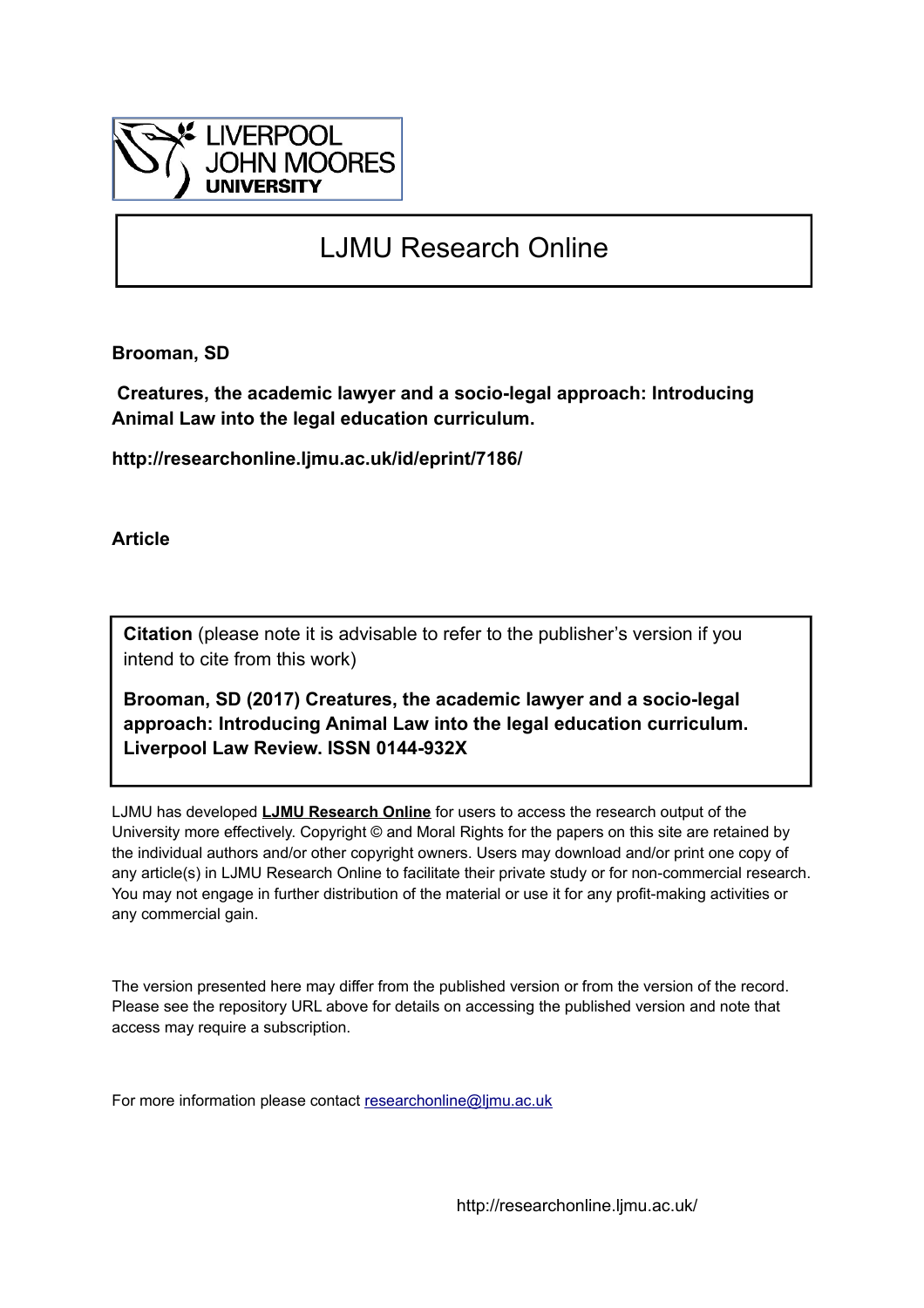LIVERPOOL JOHN MOORES UNIVERSITY

# LJMU Research Online

**Brooman, SD**

**Creatures, the academic lawyer and a socio-legal approach: Introducing Animal Law into the legal education curriculum.**

**http://researchonline.ljmu.ac.uk/id/eprint/7186/**

**Article**

**Citation** (please note it is advisable to refer to the publisher's version if you intend to cite from this work)

**Brooman, SD (2017) Creatures, the academic lawyer and a socio-legal approach: Introducing Animal Law into the legal education curriculum. Liverpool Law Review. ISSN 0144-932X**

LJMU has developed **LJMU Research Online** for users to access the research output of the University more effectively. Copyright © and Moral Rights for the papers on this site are retained by the individual authors and/or other copyright owners. Users may download and/or print one copy of any article(s) in LJMU Research Online to facilitate their private study or for non-commercial research. You may not engage in further distribution of the material or use it for any profit-making activities or any commercial gain.

The version presented here may differ from the published version or from the version of the record. Please see the repository URL above for details on accessing the published version and note that access may require a subscription.

For more information please contact researchonline@ljmu.ac.uk

http://researchonline.ljmu.ac.uk/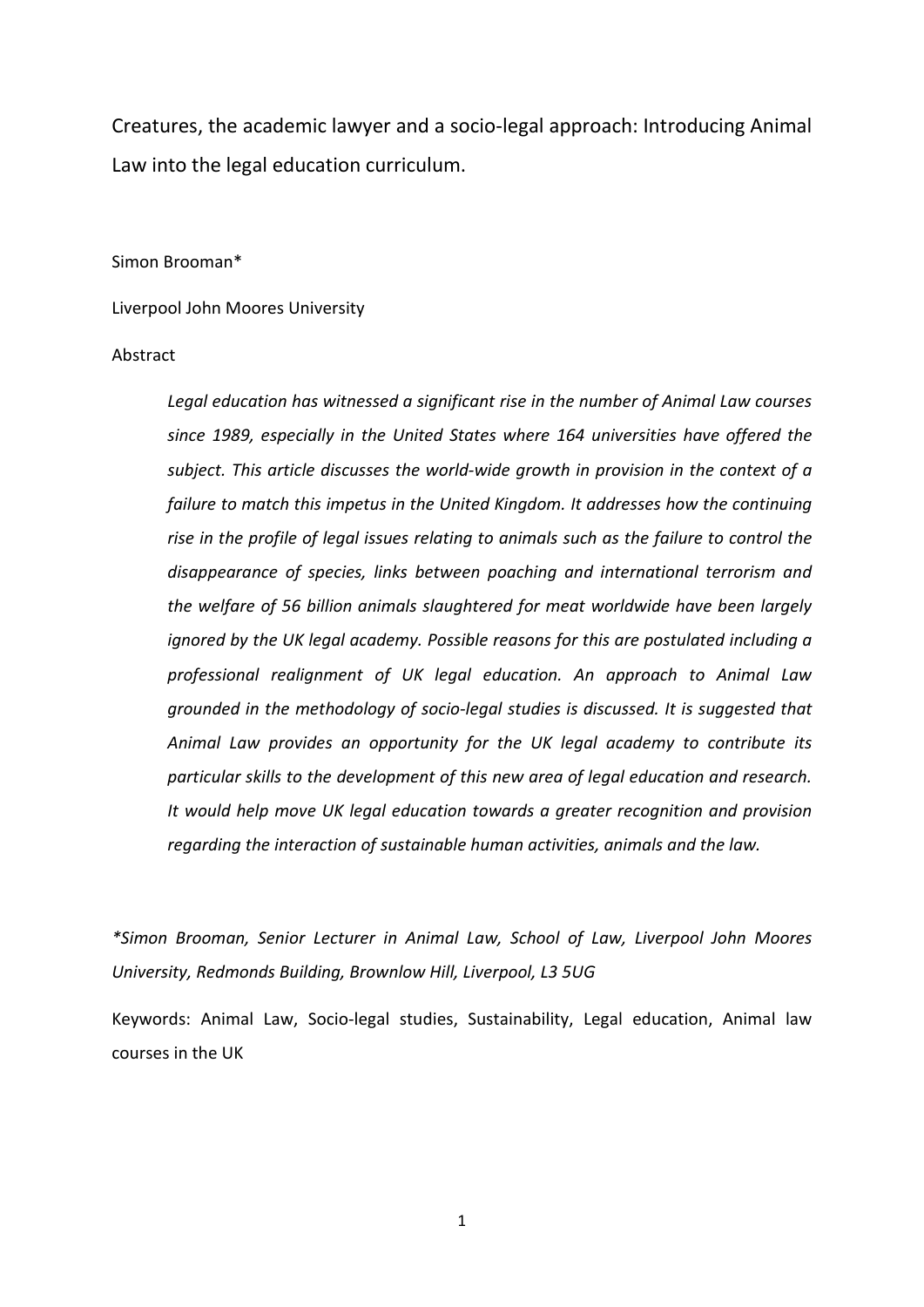# Creatures, the academic lawyer and a socio-legal approach: Introducing Animal Law into the legal education curriculum.

Simon Brooman*

Liverpool John Moores University

Abstract

> *Legal education has witnessed a significant rise in the number of Animal Law courses since 1989, especially in the United States where 164 universities have offered the subject. This article discusses the world-wide growth in provision in the context of a failure to match this impetus in the United Kingdom. It addresses how the continuing rise in the profile of legal issues relating to animals such as the failure to control the disappearance of species, links between poaching and international terrorism and the welfare of 56 billion animals slaughtered for meat worldwide have been largely ignored by the UK legal academy. Possible reasons for this are postulated including a professional realignment of UK legal education. An approach to Animal Law grounded in the methodology of socio-legal studies is discussed. It is suggested that Animal Law provides an opportunity for the UK legal academy to contribute its particular skills to the development of this new area of legal education and research. It would help move UK legal education towards a greater recognition and provision regarding the interaction of sustainable human activities, animals and the law.*

*\*Simon Brooman, Senior Lecturer in Animal Law, School of Law, Liverpool John Moores University, Redmonds Building, Brownlow Hill, Liverpool, L3 5UG*

Keywords: Animal Law, Socio-legal studies, Sustainability, Legal education, Animal law courses in the UK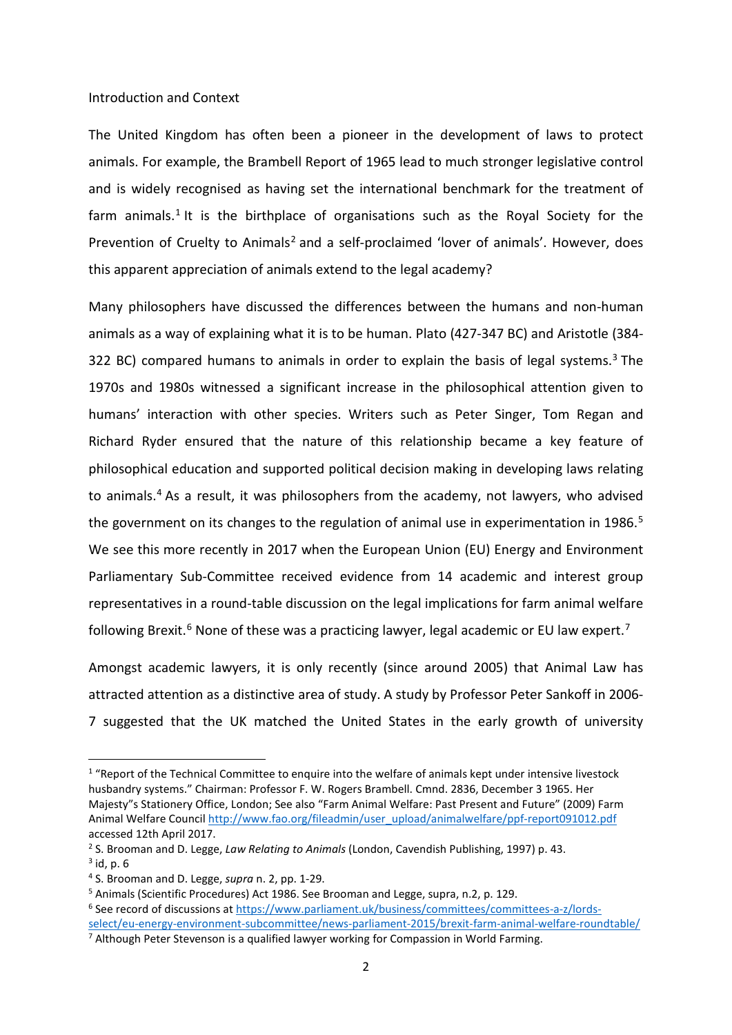Introduction and Context

The United Kingdom has often been a pioneer in the development of laws to protect animals. For example, the Brambell Report of 1965 lead to much stronger legislative control and is widely recognised as having set the international benchmark for the treatment of farm animals.[1] It is the birthplace of organisations such as the Royal Society for the Prevention of Cruelty to Animals[2] and a self-proclaimed 'lover of animals'. However, does this apparent appreciation of animals extend to the legal academy?

Many philosophers have discussed the differences between the humans and non-human animals as a way of explaining what it is to be human. Plato (427-347 BC) and Aristotle (384-322 BC) compared humans to animals in order to explain the basis of legal systems.[3] The 1970s and 1980s witnessed a significant increase in the philosophical attention given to humans' interaction with other species. Writers such as Peter Singer, Tom Regan and Richard Ryder ensured that the nature of this relationship became a key feature of philosophical education and supported political decision making in developing laws relating to animals.[4] As a result, it was philosophers from the academy, not lawyers, who advised the government on its changes to the regulation of animal use in experimentation in 1986.[5] We see this more recently in 2017 when the European Union (EU) Energy and Environment Parliamentary Sub-Committee received evidence from 14 academic and interest group representatives in a round-table discussion on the legal implications for farm animal welfare following Brexit.[6] None of these was a practicing lawyer, legal academic or EU law expert.[7]

Amongst academic lawyers, it is only recently (since around 2005) that Animal Law has attracted attention as a distinctive area of study. A study by Professor Peter Sankoff in 2006-7 suggested that the UK matched the United States in the early growth of university

---

[1] "Report of the Technical Committee to enquire into the welfare of animals kept under intensive livestock husbandry systems." Chairman: Professor F. W. Rogers Brambell. Cmnd. 2836, December 3 1965. Her Majesty"s Stationery Office, London; See also "Farm Animal Welfare: Past Present and Future" (2009) Farm Animal Welfare Council http://www.fao.org/fileadmin/user_upload/animalwelfare/ppf-report091012.pdf accessed 12th April 2017.

[2] S. Brooman and D. Legge, *Law Relating to Animals* (London, Cavendish Publishing, 1997) p. 43.

[3] id, p. 6

[4] S. Brooman and D. Legge, *supra* n. 2, pp. 1-29.

[5] Animals (Scientific Procedures) Act 1986. See Brooman and Legge, supra, n.2, p. 129.

[6] See record of discussions at https://www.parliament.uk/business/committees/committees-a-z/lords-select/eu-energy-environment-subcommittee/news-parliament-2015/brexit-farm-animal-welfare-roundtable/

[7] Although Peter Stevenson is a qualified lawyer working for Compassion in World Farming.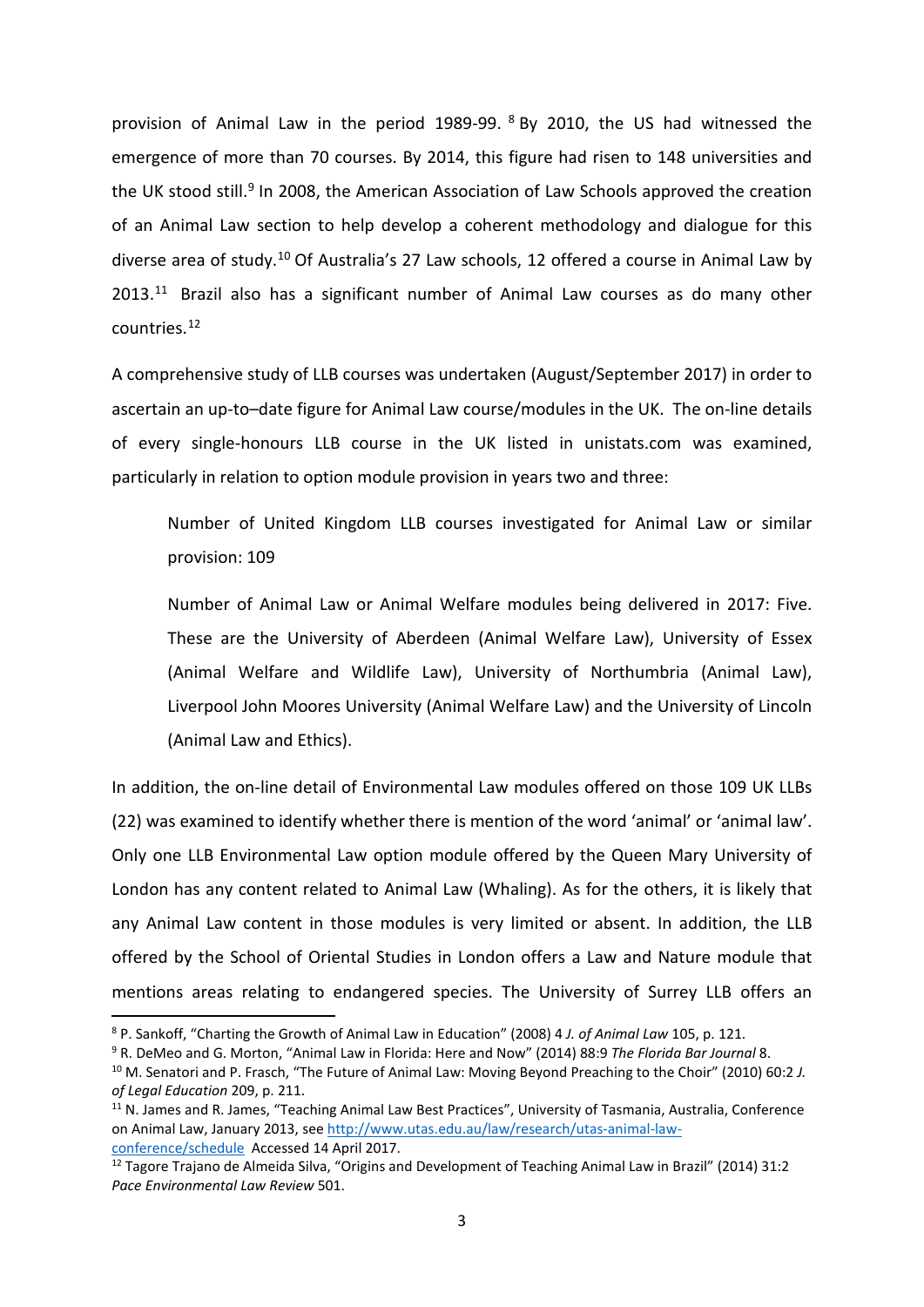provision of Animal Law in the period 1989-99. [8] By 2010, the US had witnessed the emergence of more than 70 courses. By 2014, this figure had risen to 148 universities and the UK stood still.[9] In 2008, the American Association of Law Schools approved the creation of an Animal Law section to help develop a coherent methodology and dialogue for this diverse area of study.[10] Of Australia's 27 Law schools, 12 offered a course in Animal Law by 2013.[11] Brazil also has a significant number of Animal Law courses as do many other countries.[12]

A comprehensive study of LLB courses was undertaken (August/September 2017) in order to ascertain an up-to–date figure for Animal Law course/modules in the UK. The on-line details of every single-honours LLB course in the UK listed in unistats.com was examined, particularly in relation to option module provision in years two and three:

> Number of United Kingdom LLB courses investigated for Animal Law or similar provision: 109
>
> Number of Animal Law or Animal Welfare modules being delivered in 2017: Five. These are the University of Aberdeen (Animal Welfare Law), University of Essex (Animal Welfare and Wildlife Law), University of Northumbria (Animal Law), Liverpool John Moores University (Animal Welfare Law) and the University of Lincoln (Animal Law and Ethics).

In addition, the on-line detail of Environmental Law modules offered on those 109 UK LLBs (22) was examined to identify whether there is mention of the word 'animal' or 'animal law'. Only one LLB Environmental Law option module offered by the Queen Mary University of London has any content related to Animal Law (Whaling). As for the others, it is likely that any Animal Law content in those modules is very limited or absent. In addition, the LLB offered by the School of Oriental Studies in London offers a Law and Nature module that mentions areas relating to endangered species. The University of Surrey LLB offers an

---

[8] P. Sankoff, "Charting the Growth of Animal Law in Education" (2008) 4 *J. of Animal Law* 105, p. 121.

[9] R. DeMeo and G. Morton, "Animal Law in Florida: Here and Now" (2014) 88:9 *The Florida Bar Journal* 8.

[10] M. Senatori and P. Frasch, "The Future of Animal Law: Moving Beyond Preaching to the Choir" (2010) 60:2 *J. of Legal Education* 209, p. 211.

[11] N. James and R. James, "Teaching Animal Law Best Practices", University of Tasmania, Australia, Conference on Animal Law, January 2013, see http://www.utas.edu.au/law/research/utas-animal-law-conference/schedule Accessed 14 April 2017.

[12] Tagore Trajano de Almeida Silva, "Origins and Development of Teaching Animal Law in Brazil" (2014) 31:2 *Pace Environmental Law Review* 501.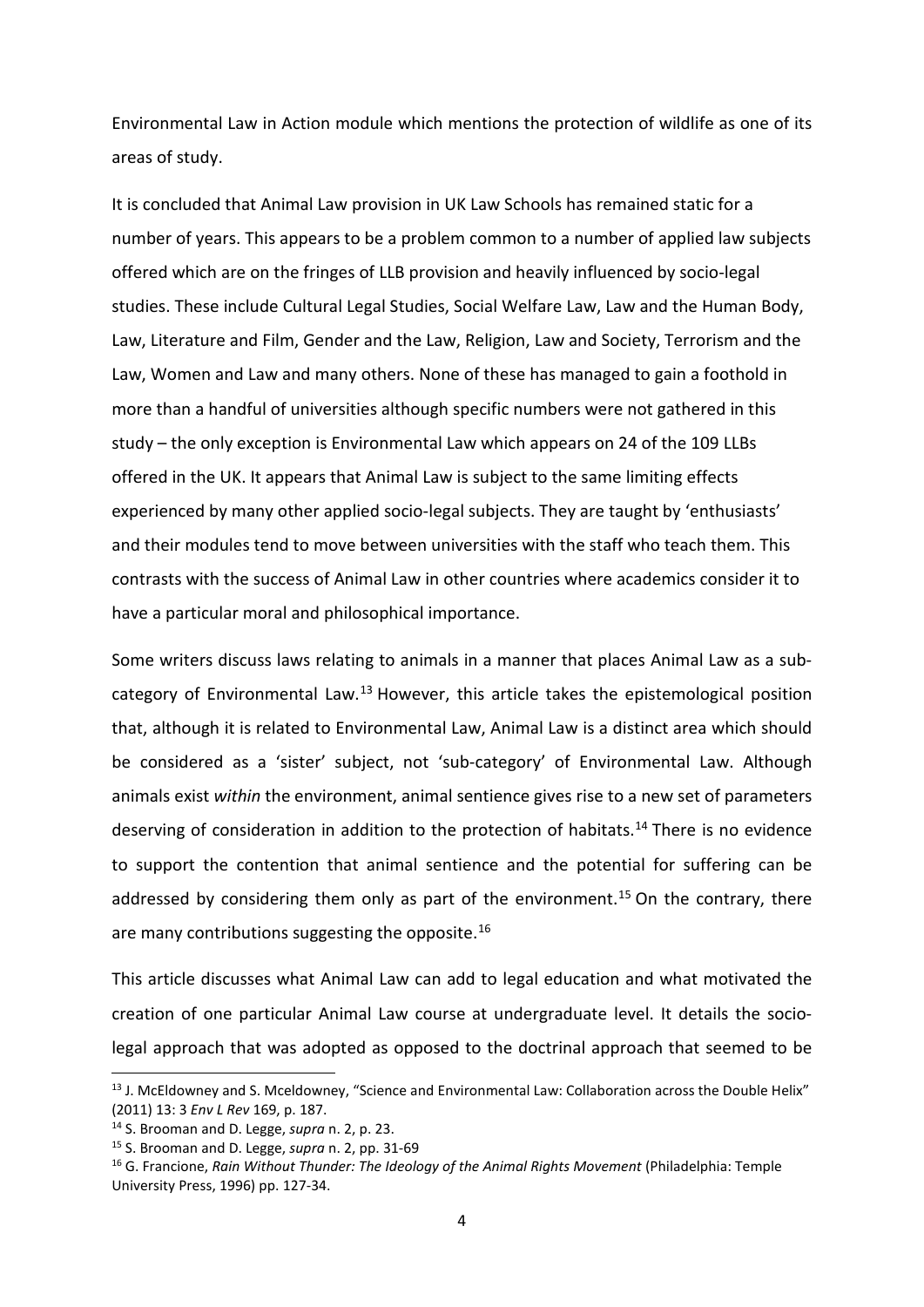Environmental Law in Action module which mentions the protection of wildlife as one of its areas of study.

It is concluded that Animal Law provision in UK Law Schools has remained static for a number of years. This appears to be a problem common to a number of applied law subjects offered which are on the fringes of LLB provision and heavily influenced by socio-legal studies. These include Cultural Legal Studies, Social Welfare Law, Law and the Human Body, Law, Literature and Film, Gender and the Law, Religion, Law and Society, Terrorism and the Law, Women and Law and many others. None of these has managed to gain a foothold in more than a handful of universities although specific numbers were not gathered in this study – the only exception is Environmental Law which appears on 24 of the 109 LLBs offered in the UK. It appears that Animal Law is subject to the same limiting effects experienced by many other applied socio-legal subjects. They are taught by 'enthusiasts' and their modules tend to move between universities with the staff who teach them. This contrasts with the success of Animal Law in other countries where academics consider it to have a particular moral and philosophical importance.

Some writers discuss laws relating to animals in a manner that places Animal Law as a sub-category of Environmental Law.[13] However, this article takes the epistemological position that, although it is related to Environmental Law, Animal Law is a distinct area which should be considered as a 'sister' subject, not 'sub-category' of Environmental Law. Although animals exist *within* the environment, animal sentience gives rise to a new set of parameters deserving of consideration in addition to the protection of habitats.[14] There is no evidence to support the contention that animal sentience and the potential for suffering can be addressed by considering them only as part of the environment.[15] On the contrary, there are many contributions suggesting the opposite.[16]

This article discusses what Animal Law can add to legal education and what motivated the creation of one particular Animal Law course at undergraduate level. It details the socio-legal approach that was adopted as opposed to the doctrinal approach that seemed to be

[13] J. McEldowney and S. Mceldowney, "Science and Environmental Law: Collaboration across the Double Helix" (2011) 13: 3 *Env L Rev* 169, p. 187.

[14] S. Brooman and D. Legge, *supra* n. 2, p. 23.

[15] S. Brooman and D. Legge, *supra* n. 2, pp. 31-69

[16] G. Francione, *Rain Without Thunder: The Ideology of the Animal Rights Movement* (Philadelphia: Temple University Press, 1996) pp. 127-34.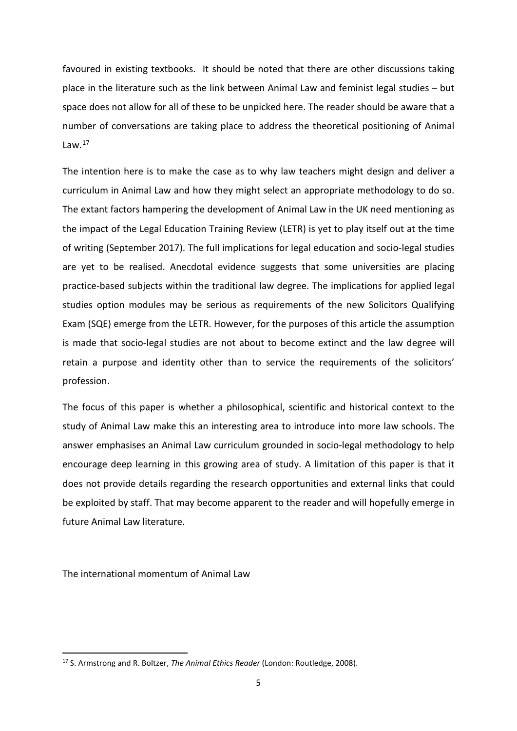favoured in existing textbooks. It should be noted that there are other discussions taking place in the literature such as the link between Animal Law and feminist legal studies – but space does not allow for all of these to be unpicked here. The reader should be aware that a number of conversations are taking place to address the theoretical positioning of Animal Law.[17]

The intention here is to make the case as to why law teachers might design and deliver a curriculum in Animal Law and how they might select an appropriate methodology to do so. The extant factors hampering the development of Animal Law in the UK need mentioning as the impact of the Legal Education Training Review (LETR) is yet to play itself out at the time of writing (September 2017). The full implications for legal education and socio-legal studies are yet to be realised. Anecdotal evidence suggests that some universities are placing practice-based subjects within the traditional law degree. The implications for applied legal studies option modules may be serious as requirements of the new Solicitors Qualifying Exam (SQE) emerge from the LETR. However, for the purposes of this article the assumption is made that socio-legal studies are not about to become extinct and the law degree will retain a purpose and identity other than to service the requirements of the solicitors' profession.

The focus of this paper is whether a philosophical, scientific and historical context to the study of Animal Law make this an interesting area to introduce into more law schools. The answer emphasises an Animal Law curriculum grounded in socio-legal methodology to help encourage deep learning in this growing area of study. A limitation of this paper is that it does not provide details regarding the research opportunities and external links that could be exploited by staff. That may become apparent to the reader and will hopefully emerge in future Animal Law literature.

## The international momentum of Animal Law

[17] S. Armstrong and R. Boltzer, *The Animal Ethics Reader* (London: Routledge, 2008).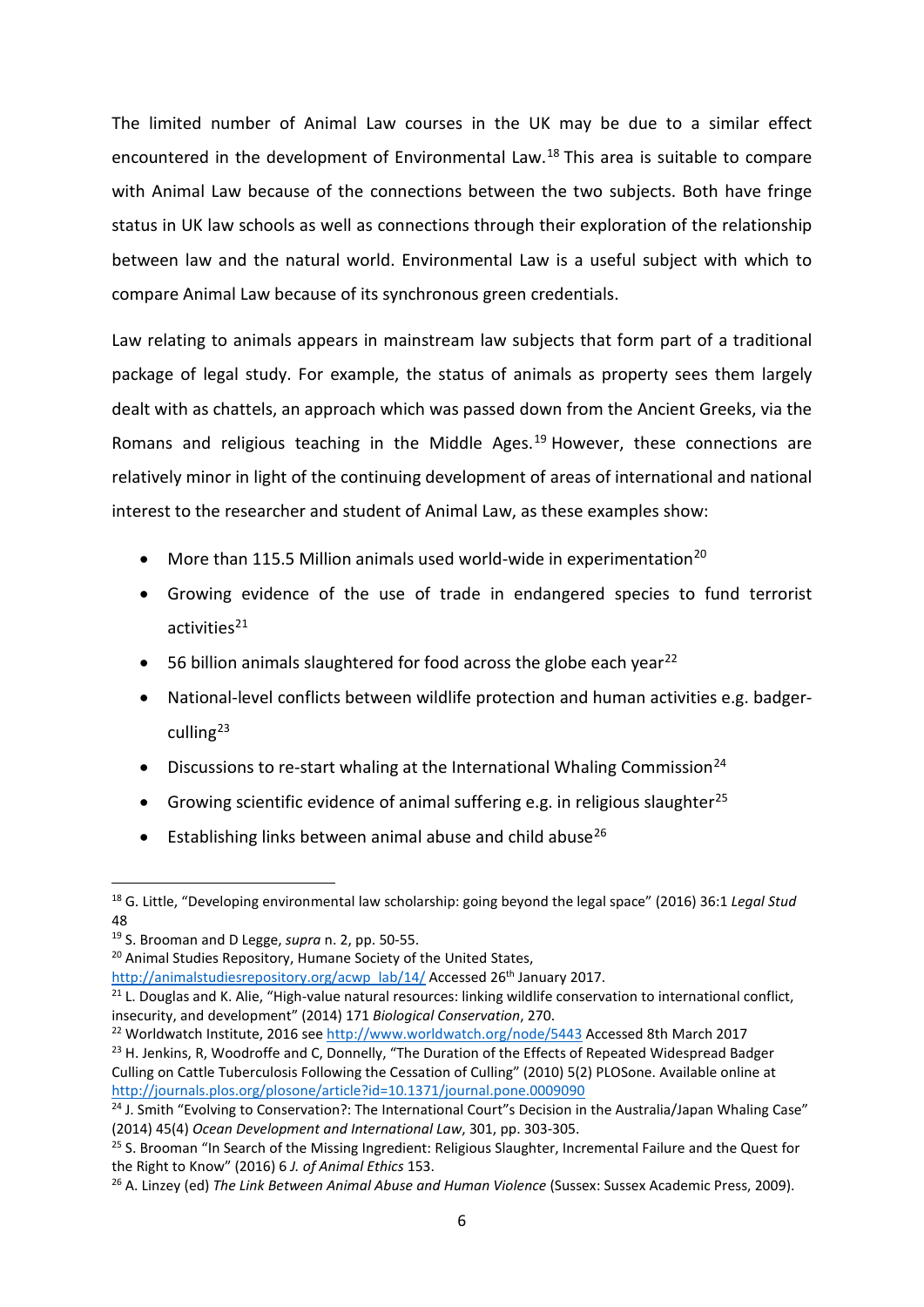The limited number of Animal Law courses in the UK may be due to a similar effect encountered in the development of Environmental Law.[18] This area is suitable to compare with Animal Law because of the connections between the two subjects. Both have fringe status in UK law schools as well as connections through their exploration of the relationship between law and the natural world. Environmental Law is a useful subject with which to compare Animal Law because of its synchronous green credentials.

Law relating to animals appears in mainstream law subjects that form part of a traditional package of legal study. For example, the status of animals as property sees them largely dealt with as chattels, an approach which was passed down from the Ancient Greeks, via the Romans and religious teaching in the Middle Ages.[19] However, these connections are relatively minor in light of the continuing development of areas of international and national interest to the researcher and student of Animal Law, as these examples show:

- More than 115.5 Million animals used world-wide in experimentation[20]
- Growing evidence of the use of trade in endangered species to fund terrorist activities[21]
- 56 billion animals slaughtered for food across the globe each year[22]
- National-level conflicts between wildlife protection and human activities e.g. badger-culling[23]
- Discussions to re-start whaling at the International Whaling Commission[24]
- Growing scientific evidence of animal suffering e.g. in religious slaughter[25]
- Establishing links between animal abuse and child abuse[26]

---

[18] G. Little, "Developing environmental law scholarship: going beyond the legal space" (2016) 36:1 *Legal Stud* 48

[19] S. Brooman and D Legge, *supra* n. 2, pp. 50-55.

[20] Animal Studies Repository, Humane Society of the United States, http://animalstudiesrepository.org/acwp_lab/14/ Accessed 26th January 2017.

[21] L. Douglas and K. Alie, "High-value natural resources: linking wildlife conservation to international conflict, insecurity, and development" (2014) 171 *Biological Conservation*, 270.

[22] Worldwatch Institute, 2016 see http://www.worldwatch.org/node/5443 Accessed 8th March 2017

[23] H. Jenkins, R, Woodroffe and C, Donnelly, "The Duration of the Effects of Repeated Widespread Badger Culling on Cattle Tuberculosis Following the Cessation of Culling" (2010) 5(2) PLOSone. Available online at http://journals.plos.org/plosone/article?id=10.1371/journal.pone.0009090

[24] J. Smith "Evolving to Conservation?: The International Court"s Decision in the Australia/Japan Whaling Case" (2014) 45(4) *Ocean Development and International Law*, 301, pp. 303-305.

[25] S. Brooman "In Search of the Missing Ingredient: Religious Slaughter, Incremental Failure and the Quest for the Right to Know" (2016) 6 *J. of Animal Ethics* 153.

[26] A. Linzey (ed) *The Link Between Animal Abuse and Human Violence* (Sussex: Sussex Academic Press, 2009).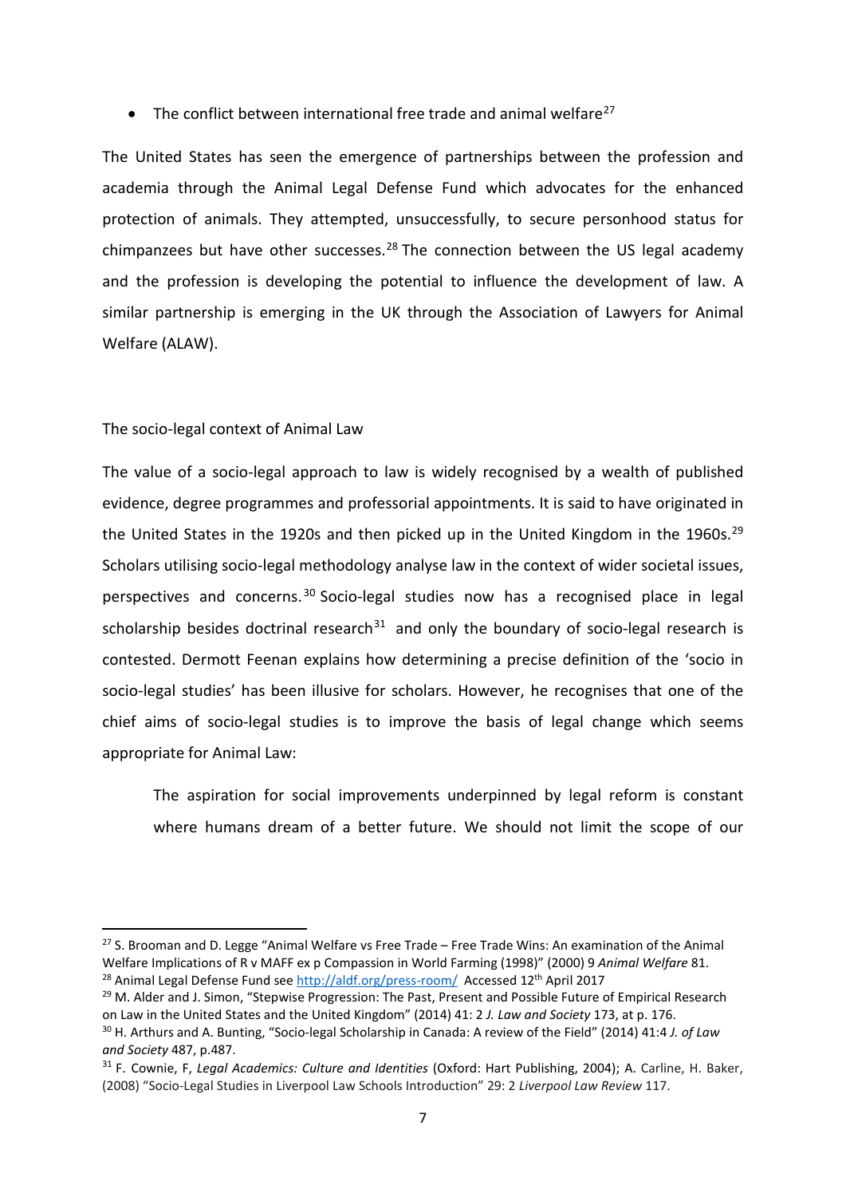- The conflict between international free trade and animal welfare[27]

The United States has seen the emergence of partnerships between the profession and academia through the Animal Legal Defense Fund which advocates for the enhanced protection of animals. They attempted, unsuccessfully, to secure personhood status for chimpanzees but have other successes.[28] The connection between the US legal academy and the profession is developing the potential to influence the development of law. A similar partnership is emerging in the UK through the Association of Lawyers for Animal Welfare (ALAW).

## The socio-legal context of Animal Law

The value of a socio-legal approach to law is widely recognised by a wealth of published evidence, degree programmes and professorial appointments. It is said to have originated in the United States in the 1920s and then picked up in the United Kingdom in the 1960s.[29] Scholars utilising socio-legal methodology analyse law in the context of wider societal issues, perspectives and concerns.[30] Socio-legal studies now has a recognised place in legal scholarship besides doctrinal research[31] and only the boundary of socio-legal research is contested. Dermott Feenan explains how determining a precise definition of the 'socio in socio-legal studies' has been illusive for scholars. However, he recognises that one of the chief aims of socio-legal studies is to improve the basis of legal change which seems appropriate for Animal Law:

> The aspiration for social improvements underpinned by legal reform is constant where humans dream of a better future. We should not limit the scope of our

---

[27] S. Brooman and D. Legge "Animal Welfare vs Free Trade – Free Trade Wins: An examination of the Animal Welfare Implications of R v MAFF ex p Compassion in World Farming (1998)" (2000) 9 *Animal Welfare* 81.

[28] Animal Legal Defense Fund see http://aldf.org/press-room/ Accessed 12th April 2017

[29] M. Alder and J. Simon, "Stepwise Progression: The Past, Present and Possible Future of Empirical Research on Law in the United States and the United Kingdom" (2014) 41: 2 *J. Law and Society* 173, at p. 176.

[30] H. Arthurs and A. Bunting, "Socio-legal Scholarship in Canada: A review of the Field" (2014) 41:4 *J. of Law and Society* 487, p.487.

[31] F. Cownie, F, *Legal Academics: Culture and Identities* (Oxford: Hart Publishing, 2004); A. Carline, H. Baker, (2008) "Socio-Legal Studies in Liverpool Law Schools Introduction" 29: 2 *Liverpool Law Review* 117.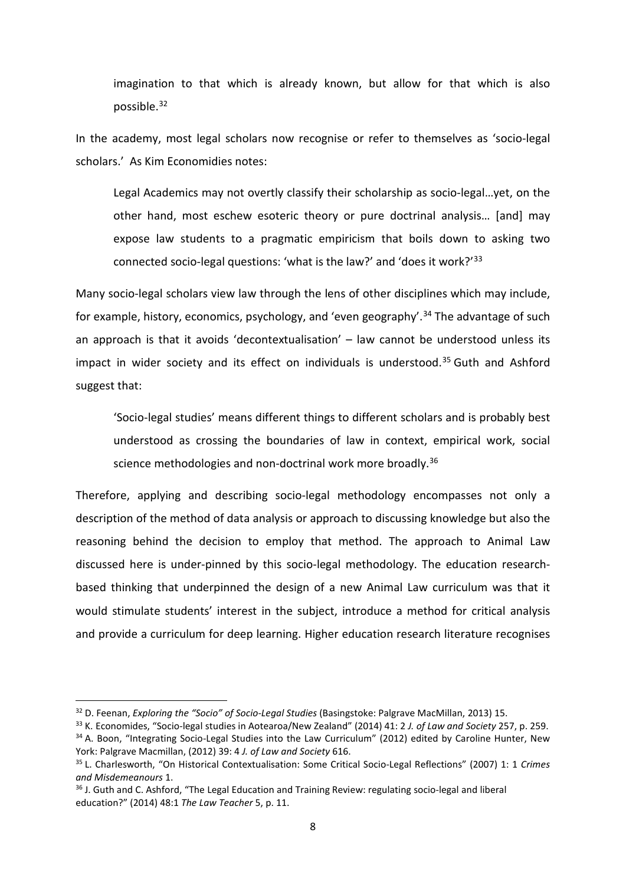> imagination to that which is already known, but allow for that which is also possible.[32]

In the academy, most legal scholars now recognise or refer to themselves as 'socio-legal scholars.' As Kim Economidies notes:

> Legal Academics may not overtly classify their scholarship as socio-legal…yet, on the other hand, most eschew esoteric theory or pure doctrinal analysis… [and] may expose law students to a pragmatic empiricism that boils down to asking two connected socio-legal questions: 'what is the law?' and 'does it work?'[33]

Many socio-legal scholars view law through the lens of other disciplines which may include, for example, history, economics, psychology, and 'even geography'.[34] The advantage of such an approach is that it avoids 'decontextualisation' – law cannot be understood unless its impact in wider society and its effect on individuals is understood.[35] Guth and Ashford suggest that:

> 'Socio-legal studies' means different things to different scholars and is probably best understood as crossing the boundaries of law in context, empirical work, social science methodologies and non-doctrinal work more broadly.[36]

Therefore, applying and describing socio-legal methodology encompasses not only a description of the method of data analysis or approach to discussing knowledge but also the reasoning behind the decision to employ that method. The approach to Animal Law discussed here is under-pinned by this socio-legal methodology. The education research-based thinking that underpinned the design of a new Animal Law curriculum was that it would stimulate students' interest in the subject, introduce a method for critical analysis and provide a curriculum for deep learning. Higher education research literature recognises

---

[32] D. Feenan, *Exploring the "Socio" of Socio-Legal Studies* (Basingstoke: Palgrave MacMillan, 2013) 15.

[33] K. Economides, "Socio-legal studies in Aotearoa/New Zealand" (2014) 41: 2 *J. of Law and Society* 257, p. 259.

[34] A. Boon, "Integrating Socio-Legal Studies into the Law Curriculum" (2012) edited by Caroline Hunter, New York: Palgrave Macmillan, (2012) 39: 4 *J. of Law and Society* 616.

[35] L. Charlesworth, "On Historical Contextualisation: Some Critical Socio-Legal Reflections" (2007) 1: 1 *Crimes and Misdemeanours* 1.

[36] J. Guth and C. Ashford, "The Legal Education and Training Review: regulating socio-legal and liberal education?" (2014) 48:1 *The Law Teacher* 5, p. 11.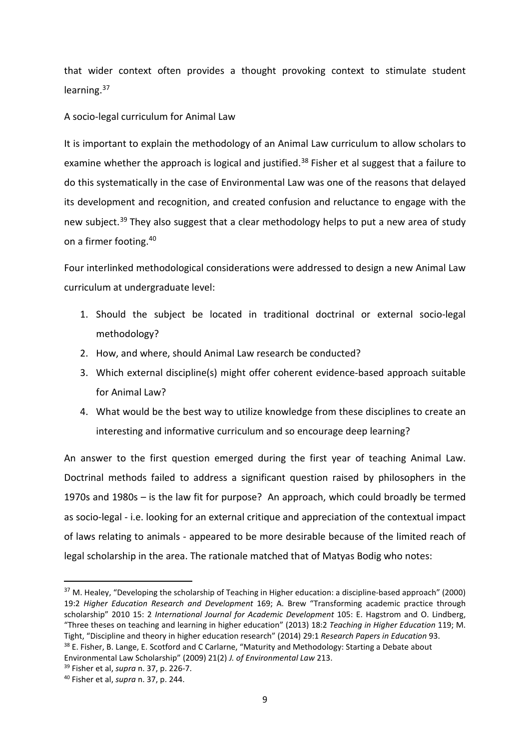that wider context often provides a thought provoking context to stimulate student learning.[37]

A socio-legal curriculum for Animal Law

It is important to explain the methodology of an Animal Law curriculum to allow scholars to examine whether the approach is logical and justified.[38] Fisher et al suggest that a failure to do this systematically in the case of Environmental Law was one of the reasons that delayed its development and recognition, and created confusion and reluctance to engage with the new subject.[39] They also suggest that a clear methodology helps to put a new area of study on a firmer footing.[40]

Four interlinked methodological considerations were addressed to design a new Animal Law curriculum at undergraduate level:

1. Should the subject be located in traditional doctrinal or external socio-legal methodology?
2. How, and where, should Animal Law research be conducted?
3. Which external discipline(s) might offer coherent evidence-based approach suitable for Animal Law?
4. What would be the best way to utilize knowledge from these disciplines to create an interesting and informative curriculum and so encourage deep learning?

An answer to the first question emerged during the first year of teaching Animal Law. Doctrinal methods failed to address a significant question raised by philosophers in the 1970s and 1980s – is the law fit for purpose? An approach, which could broadly be termed as socio-legal - i.e. looking for an external critique and appreciation of the contextual impact of laws relating to animals - appeared to be more desirable because of the limited reach of legal scholarship in the area. The rationale matched that of Matyas Bodig who notes:

---

[37] M. Healey, "Developing the scholarship of Teaching in Higher education: a discipline-based approach" (2000) 19:2 *Higher Education Research and Development* 169; A. Brew "Transforming academic practice through scholarship" 2010 15: 2 *International Journal for Academic Development* 105: E. Hagstrom and O. Lindberg, "Three theses on teaching and learning in higher education" (2013) 18:2 *Teaching in Higher Education* 119; M. Tight, "Discipline and theory in higher education research" (2014) 29:1 *Research Papers in Education* 93.

[38] E. Fisher, B. Lange, E. Scotford and C Carlarne, "Maturity and Methodology: Starting a Debate about Environmental Law Scholarship" (2009) 21(2) *J. of Environmental Law* 213.

[39] Fisher et al, *supra* n. 37, p. 226-7.

[40] Fisher et al, *supra* n. 37, p. 244.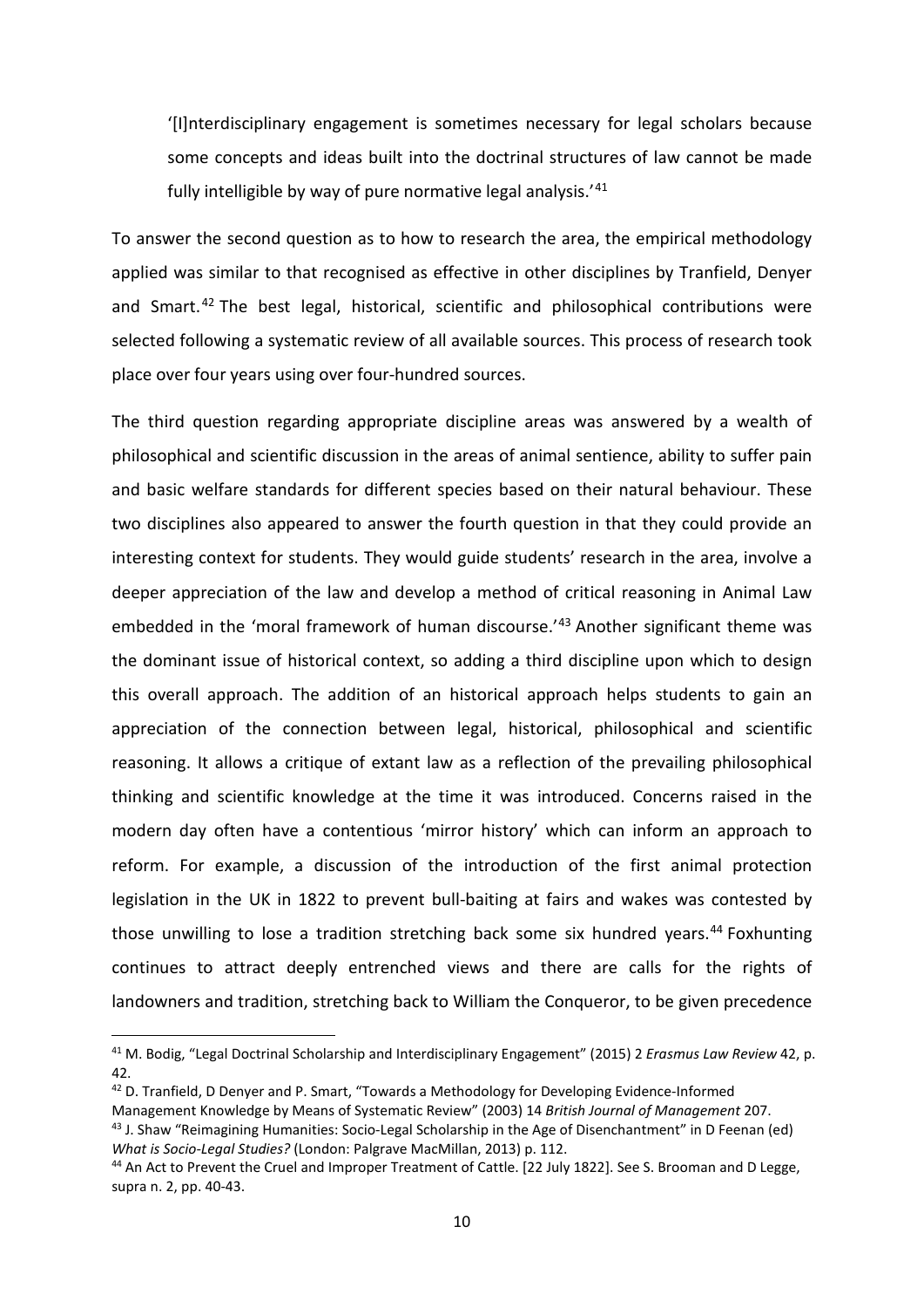> '[I]nterdisciplinary engagement is sometimes necessary for legal scholars because some concepts and ideas built into the doctrinal structures of law cannot be made fully intelligible by way of pure normative legal analysis.'[41]

To answer the second question as to how to research the area, the empirical methodology applied was similar to that recognised as effective in other disciplines by Tranfield, Denyer and Smart.[42] The best legal, historical, scientific and philosophical contributions were selected following a systematic review of all available sources. This process of research took place over four years using over four-hundred sources.

The third question regarding appropriate discipline areas was answered by a wealth of philosophical and scientific discussion in the areas of animal sentience, ability to suffer pain and basic welfare standards for different species based on their natural behaviour. These two disciplines also appeared to answer the fourth question in that they could provide an interesting context for students. They would guide students' research in the area, involve a deeper appreciation of the law and develop a method of critical reasoning in Animal Law embedded in the 'moral framework of human discourse.'[43] Another significant theme was the dominant issue of historical context, so adding a third discipline upon which to design this overall approach. The addition of an historical approach helps students to gain an appreciation of the connection between legal, historical, philosophical and scientific reasoning. It allows a critique of extant law as a reflection of the prevailing philosophical thinking and scientific knowledge at the time it was introduced. Concerns raised in the modern day often have a contentious 'mirror history' which can inform an approach to reform. For example, a discussion of the introduction of the first animal protection legislation in the UK in 1822 to prevent bull-baiting at fairs and wakes was contested by those unwilling to lose a tradition stretching back some six hundred years.[44] Foxhunting continues to attract deeply entrenched views and there are calls for the rights of landowners and tradition, stretching back to William the Conqueror, to be given precedence

---

[41] M. Bodig, "Legal Doctrinal Scholarship and Interdisciplinary Engagement" (2015) 2 *Erasmus Law Review* 42, p. 42.

[42] D. Tranfield, D Denyer and P. Smart, "Towards a Methodology for Developing Evidence-Informed Management Knowledge by Means of Systematic Review" (2003) 14 *British Journal of Management* 207.

[43] J. Shaw "Reimagining Humanities: Socio-Legal Scholarship in the Age of Disenchantment" in D Feenan (ed) *What is Socio-Legal Studies?* (London: Palgrave MacMillan, 2013) p. 112.

[44] An Act to Prevent the Cruel and Improper Treatment of Cattle. [22 July 1822]. See S. Brooman and D Legge, supra n. 2, pp. 40-43.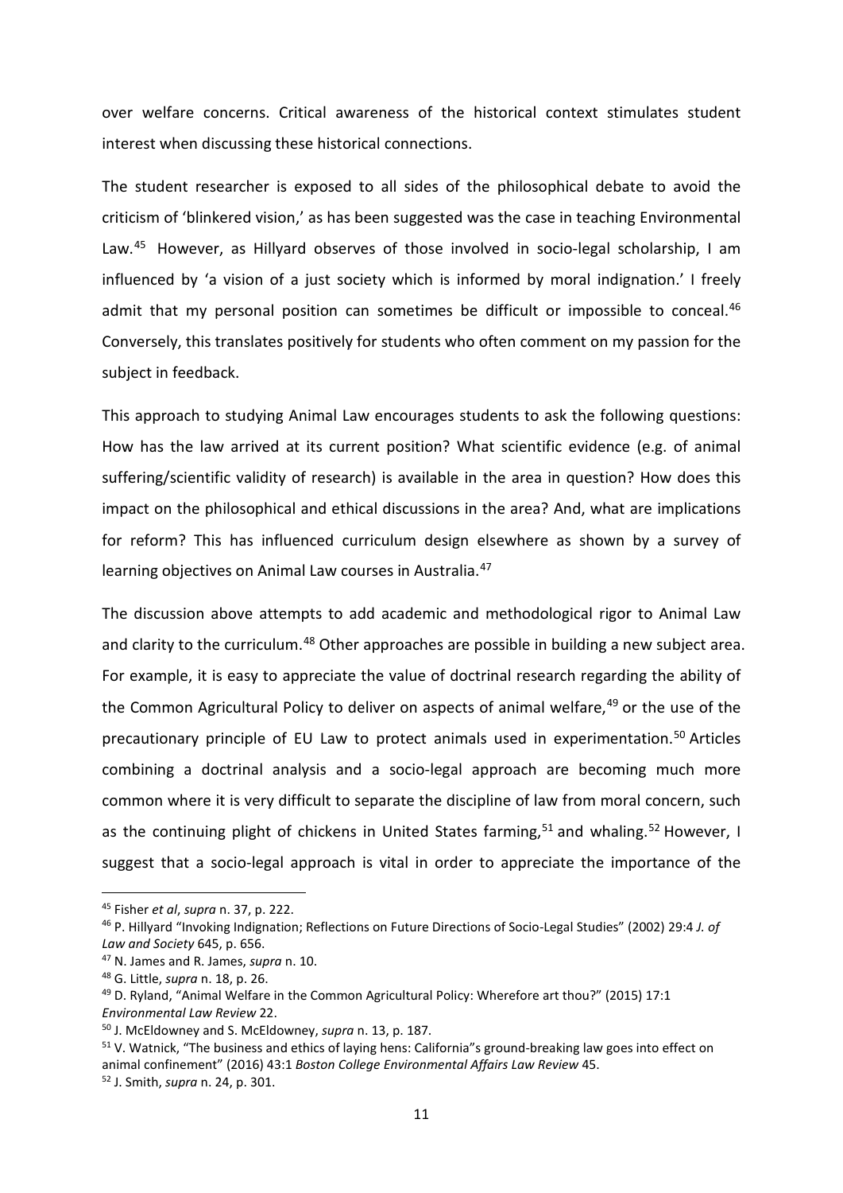over welfare concerns. Critical awareness of the historical context stimulates student interest when discussing these historical connections.

The student researcher is exposed to all sides of the philosophical debate to avoid the criticism of 'blinkered vision,' as has been suggested was the case in teaching Environmental Law.[45] However, as Hillyard observes of those involved in socio-legal scholarship, I am influenced by 'a vision of a just society which is informed by moral indignation.' I freely admit that my personal position can sometimes be difficult or impossible to conceal.[46] Conversely, this translates positively for students who often comment on my passion for the subject in feedback.

This approach to studying Animal Law encourages students to ask the following questions: How has the law arrived at its current position? What scientific evidence (e.g. of animal suffering/scientific validity of research) is available in the area in question? How does this impact on the philosophical and ethical discussions in the area? And, what are implications for reform? This has influenced curriculum design elsewhere as shown by a survey of learning objectives on Animal Law courses in Australia.[47]

The discussion above attempts to add academic and methodological rigor to Animal Law and clarity to the curriculum.[48] Other approaches are possible in building a new subject area. For example, it is easy to appreciate the value of doctrinal research regarding the ability of the Common Agricultural Policy to deliver on aspects of animal welfare,[49] or the use of the precautionary principle of EU Law to protect animals used in experimentation.[50] Articles combining a doctrinal analysis and a socio-legal approach are becoming much more common where it is very difficult to separate the discipline of law from moral concern, such as the continuing plight of chickens in United States farming,[51] and whaling.[52] However, I suggest that a socio-legal approach is vital in order to appreciate the importance of the

---

[45] Fisher *et al*, *supra* n. 37, p. 222.

[46] P. Hillyard "Invoking Indignation; Reflections on Future Directions of Socio-Legal Studies" (2002) 29:4 *J. of Law and Society* 645, p. 656.

[47] N. James and R. James, *supra* n. 10.

[48] G. Little, *supra* n. 18, p. 26.

[49] D. Ryland, "Animal Welfare in the Common Agricultural Policy: Wherefore art thou?" (2015) 17:1 *Environmental Law Review* 22.

[50] J. McEldowney and S. McEldowney, *supra* n. 13, p. 187.

[51] V. Watnick, "The business and ethics of laying hens: California"s ground-breaking law goes into effect on animal confinement" (2016) 43:1 *Boston College Environmental Affairs Law Review* 45.

[52] J. Smith, *supra* n. 24, p. 301.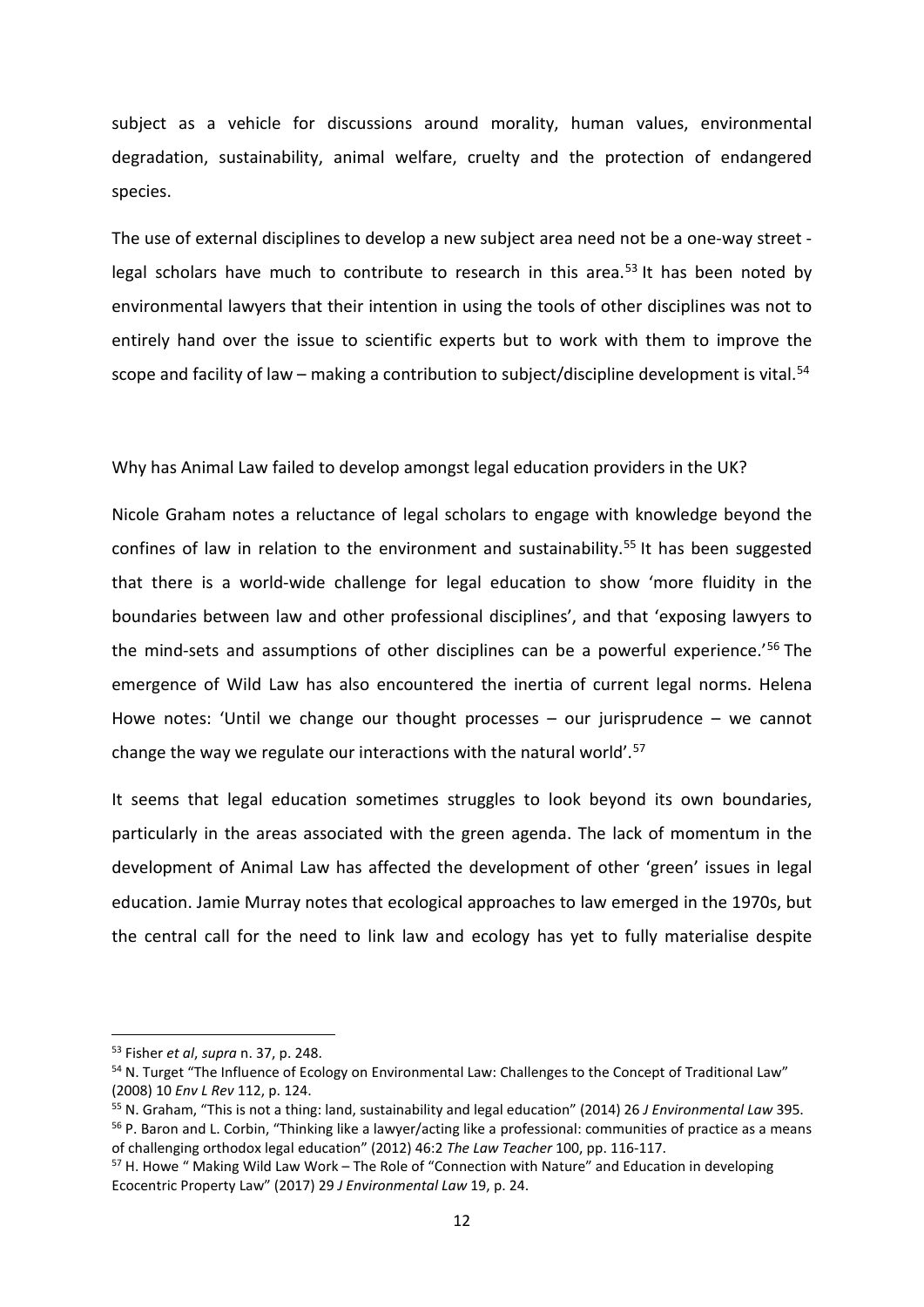subject as a vehicle for discussions around morality, human values, environmental degradation, sustainability, animal welfare, cruelty and the protection of endangered species.

The use of external disciplines to develop a new subject area need not be a one-way street - legal scholars have much to contribute to research in this area.[53] It has been noted by environmental lawyers that their intention in using the tools of other disciplines was not to entirely hand over the issue to scientific experts but to work with them to improve the scope and facility of law – making a contribution to subject/discipline development is vital.[54]

Why has Animal Law failed to develop amongst legal education providers in the UK?

Nicole Graham notes a reluctance of legal scholars to engage with knowledge beyond the confines of law in relation to the environment and sustainability.[55] It has been suggested that there is a world-wide challenge for legal education to show 'more fluidity in the boundaries between law and other professional disciplines', and that 'exposing lawyers to the mind-sets and assumptions of other disciplines can be a powerful experience.'[56] The emergence of Wild Law has also encountered the inertia of current legal norms. Helena Howe notes: 'Until we change our thought processes – our jurisprudence – we cannot change the way we regulate our interactions with the natural world'.[57]

It seems that legal education sometimes struggles to look beyond its own boundaries, particularly in the areas associated with the green agenda. The lack of momentum in the development of Animal Law has affected the development of other 'green' issues in legal education. Jamie Murray notes that ecological approaches to law emerged in the 1970s, but the central call for the need to link law and ecology has yet to fully materialise despite

---

[53] Fisher *et al*, *supra* n. 37, p. 248.

[54] N. Turget "The Influence of Ecology on Environmental Law: Challenges to the Concept of Traditional Law" (2008) 10 *Env L Rev* 112, p. 124.

[55] N. Graham, "This is not a thing: land, sustainability and legal education" (2014) 26 *J Environmental Law* 395.

[56] P. Baron and L. Corbin, "Thinking like a lawyer/acting like a professional: communities of practice as a means of challenging orthodox legal education" (2012) 46:2 *The Law Teacher* 100, pp. 116-117.

[57] H. Howe " Making Wild Law Work – The Role of "Connection with Nature" and Education in developing Ecocentric Property Law" (2017) 29 *J Environmental Law* 19, p. 24.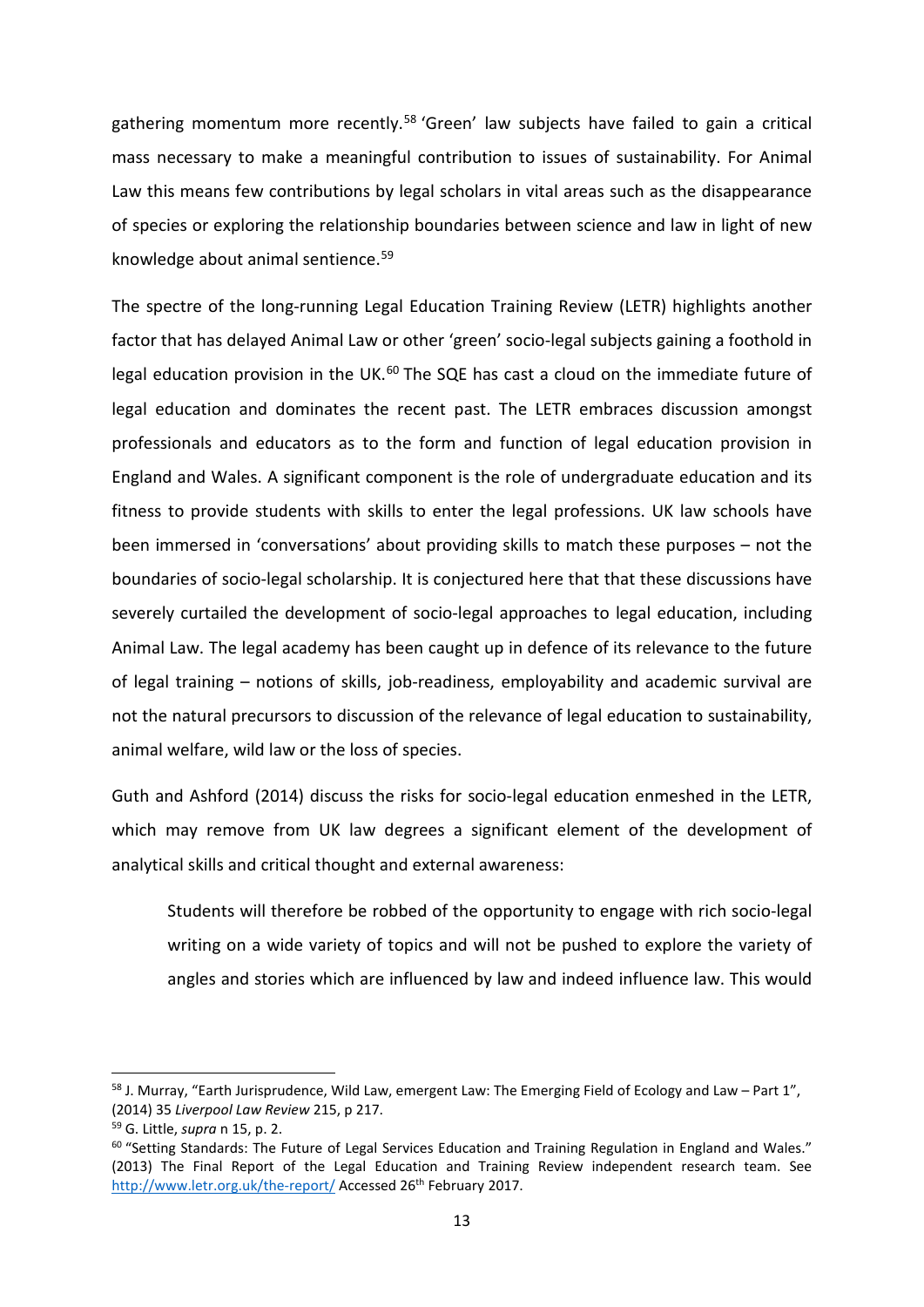gathering momentum more recently.[58] 'Green' law subjects have failed to gain a critical mass necessary to make a meaningful contribution to issues of sustainability. For Animal Law this means few contributions by legal scholars in vital areas such as the disappearance of species or exploring the relationship boundaries between science and law in light of new knowledge about animal sentience.[59]

The spectre of the long-running Legal Education Training Review (LETR) highlights another factor that has delayed Animal Law or other 'green' socio-legal subjects gaining a foothold in legal education provision in the UK.[60] The SQE has cast a cloud on the immediate future of legal education and dominates the recent past. The LETR embraces discussion amongst professionals and educators as to the form and function of legal education provision in England and Wales. A significant component is the role of undergraduate education and its fitness to provide students with skills to enter the legal professions. UK law schools have been immersed in 'conversations' about providing skills to match these purposes – not the boundaries of socio-legal scholarship. It is conjectured here that that these discussions have severely curtailed the development of socio-legal approaches to legal education, including Animal Law. The legal academy has been caught up in defence of its relevance to the future of legal training – notions of skills, job-readiness, employability and academic survival are not the natural precursors to discussion of the relevance of legal education to sustainability, animal welfare, wild law or the loss of species.

Guth and Ashford (2014) discuss the risks for socio-legal education enmeshed in the LETR, which may remove from UK law degrees a significant element of the development of analytical skills and critical thought and external awareness:

> Students will therefore be robbed of the opportunity to engage with rich socio-legal writing on a wide variety of topics and will not be pushed to explore the variety of angles and stories which are influenced by law and indeed influence law. This would

---

[58] J. Murray, "Earth Jurisprudence, Wild Law, emergent Law: The Emerging Field of Ecology and Law – Part 1", (2014) 35 *Liverpool Law Review* 215, p 217.

[59] G. Little, *supra* n 15, p. 2.

[60] "Setting Standards: The Future of Legal Services Education and Training Regulation in England and Wales." (2013) The Final Report of the Legal Education and Training Review independent research team. See http://www.letr.org.uk/the-report/ Accessed 26th February 2017.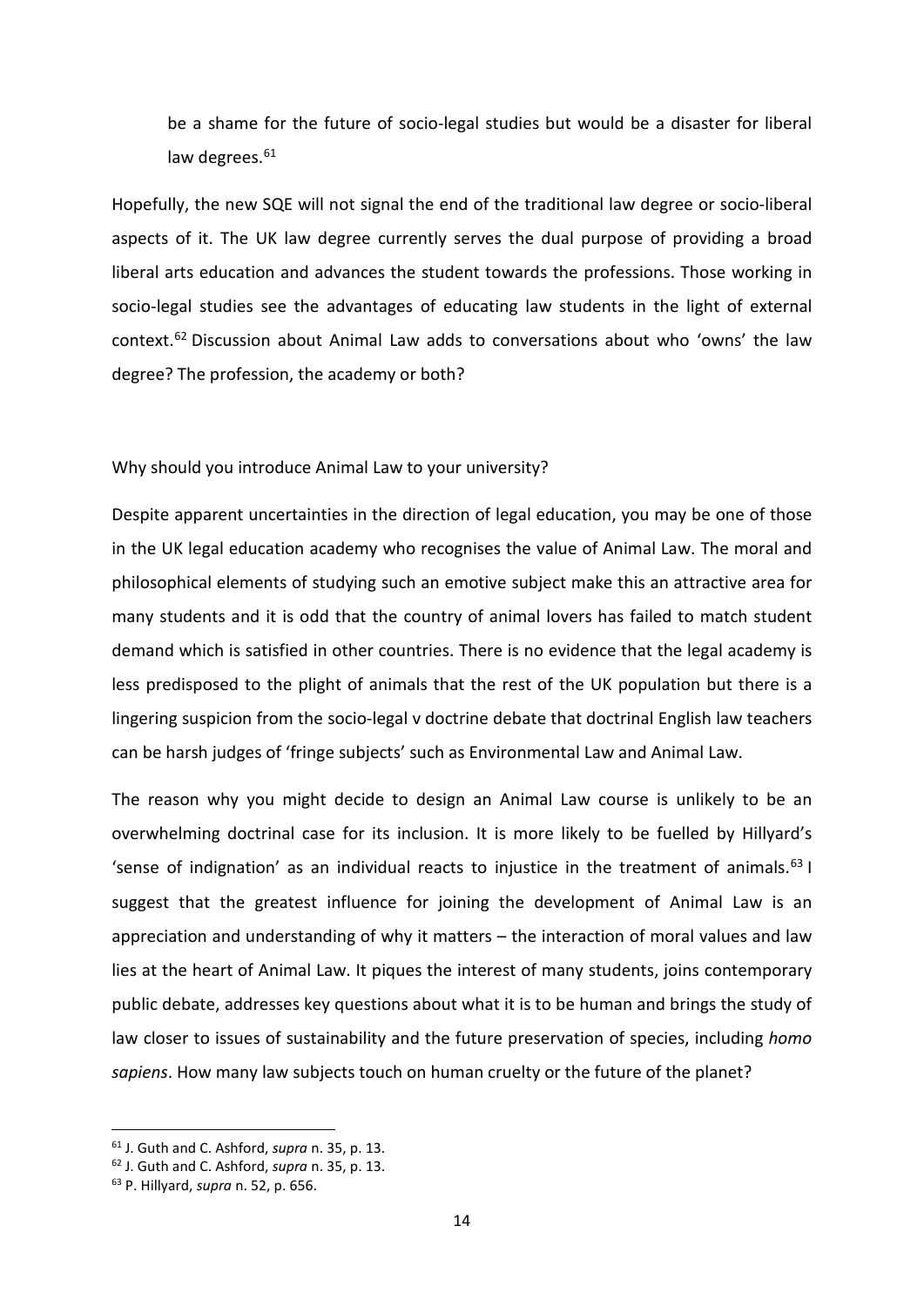be a shame for the future of socio-legal studies but would be a disaster for liberal law degrees.[61]

Hopefully, the new SQE will not signal the end of the traditional law degree or socio-liberal aspects of it. The UK law degree currently serves the dual purpose of providing a broad liberal arts education and advances the student towards the professions. Those working in socio-legal studies see the advantages of educating law students in the light of external context.[62] Discussion about Animal Law adds to conversations about who 'owns' the law degree? The profession, the academy or both?

Why should you introduce Animal Law to your university?

Despite apparent uncertainties in the direction of legal education, you may be one of those in the UK legal education academy who recognises the value of Animal Law. The moral and philosophical elements of studying such an emotive subject make this an attractive area for many students and it is odd that the country of animal lovers has failed to match student demand which is satisfied in other countries. There is no evidence that the legal academy is less predisposed to the plight of animals that the rest of the UK population but there is a lingering suspicion from the socio-legal v doctrine debate that doctrinal English law teachers can be harsh judges of 'fringe subjects' such as Environmental Law and Animal Law.

The reason why you might decide to design an Animal Law course is unlikely to be an overwhelming doctrinal case for its inclusion. It is more likely to be fuelled by Hillyard's 'sense of indignation' as an individual reacts to injustice in the treatment of animals.[63] I suggest that the greatest influence for joining the development of Animal Law is an appreciation and understanding of why it matters – the interaction of moral values and law lies at the heart of Animal Law. It piques the interest of many students, joins contemporary public debate, addresses key questions about what it is to be human and brings the study of law closer to issues of sustainability and the future preservation of species, including *homo sapiens*. How many law subjects touch on human cruelty or the future of the planet?

---

[61] J. Guth and C. Ashford, *supra* n. 35, p. 13.

[62] J. Guth and C. Ashford, *supra* n. 35, p. 13.

[63] P. Hillyard, *supra* n. 52, p. 656.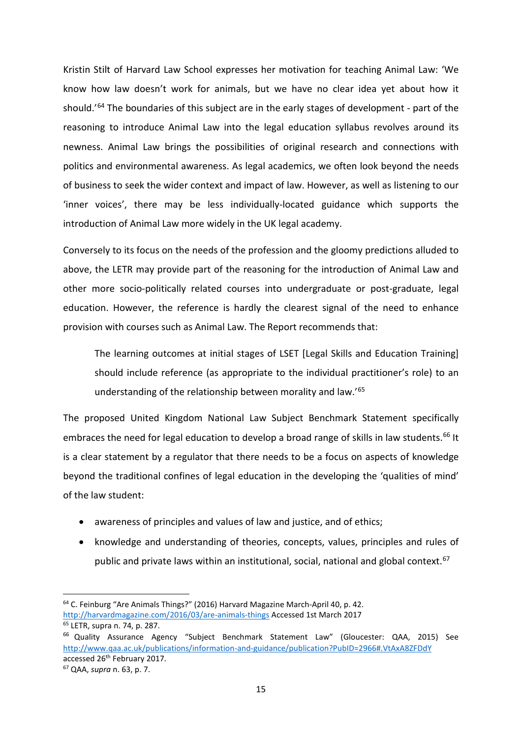Kristin Stilt of Harvard Law School expresses her motivation for teaching Animal Law: 'We know how law doesn't work for animals, but we have no clear idea yet about how it should.'[64] The boundaries of this subject are in the early stages of development - part of the reasoning to introduce Animal Law into the legal education syllabus revolves around its newness. Animal Law brings the possibilities of original research and connections with politics and environmental awareness. As legal academics, we often look beyond the needs of business to seek the wider context and impact of law. However, as well as listening to our 'inner voices', there may be less individually-located guidance which supports the introduction of Animal Law more widely in the UK legal academy.

Conversely to its focus on the needs of the profession and the gloomy predictions alluded to above, the LETR may provide part of the reasoning for the introduction of Animal Law and other more socio-politically related courses into undergraduate or post-graduate, legal education. However, the reference is hardly the clearest signal of the need to enhance provision with courses such as Animal Law. The Report recommends that:

> The learning outcomes at initial stages of LSET [Legal Skills and Education Training] should include reference (as appropriate to the individual practitioner's role) to an understanding of the relationship between morality and law.'[65]

The proposed United Kingdom National Law Subject Benchmark Statement specifically embraces the need for legal education to develop a broad range of skills in law students.[66] It is a clear statement by a regulator that there needs to be a focus on aspects of knowledge beyond the traditional confines of legal education in the developing the 'qualities of mind' of the law student:

- awareness of principles and values of law and justice, and of ethics;
- knowledge and understanding of theories, concepts, values, principles and rules of public and private laws within an institutional, social, national and global context.[67]

---

[64] C. Feinburg "Are Animals Things?" (2016) Harvard Magazine March-April 40, p. 42. http://harvardmagazine.com/2016/03/are-animals-things Accessed 1st March 2017

[65] LETR, supra n. 74, p. 287.

[66] Quality Assurance Agency "Subject Benchmark Statement Law" (Gloucester: QAA, 2015) See http://www.qaa.ac.uk/publications/information-and-guidance/publication?PubID=2966#.VtAxA8ZFDdY accessed 26th February 2017.

[67] QAA, *supra* n. 63, p. 7.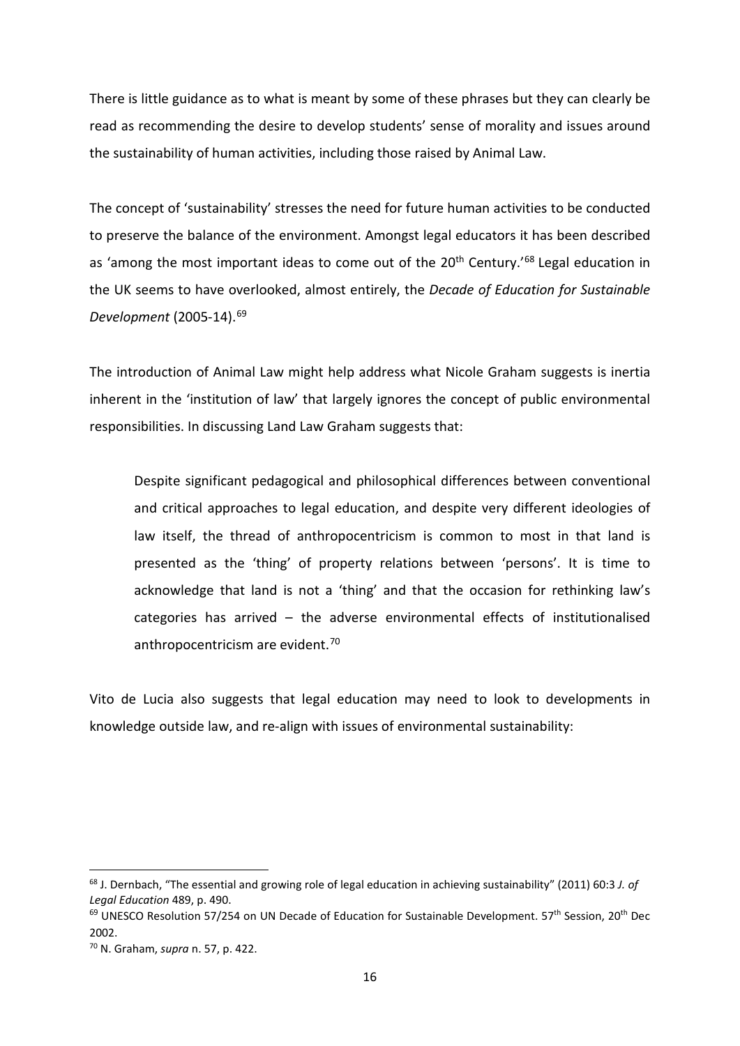There is little guidance as to what is meant by some of these phrases but they can clearly be read as recommending the desire to develop students' sense of morality and issues around the sustainability of human activities, including those raised by Animal Law.

The concept of 'sustainability' stresses the need for future human activities to be conducted to preserve the balance of the environment. Amongst legal educators it has been described as 'among the most important ideas to come out of the 20th Century.'[68] Legal education in the UK seems to have overlooked, almost entirely, the *Decade of Education for Sustainable Development* (2005-14).[69]

The introduction of Animal Law might help address what Nicole Graham suggests is inertia inherent in the 'institution of law' that largely ignores the concept of public environmental responsibilities. In discussing Land Law Graham suggests that:

> Despite significant pedagogical and philosophical differences between conventional and critical approaches to legal education, and despite very different ideologies of law itself, the thread of anthropocentricism is common to most in that land is presented as the 'thing' of property relations between 'persons'. It is time to acknowledge that land is not a 'thing' and that the occasion for rethinking law's categories has arrived – the adverse environmental effects of institutionalised anthropocentricism are evident.[70]

Vito de Lucia also suggests that legal education may need to look to developments in knowledge outside law, and re-align with issues of environmental sustainability:

---

[68] J. Dernbach, "The essential and growing role of legal education in achieving sustainability" (2011) 60:3 *J. of Legal Education* 489, p. 490.

[69] UNESCO Resolution 57/254 on UN Decade of Education for Sustainable Development. 57th Session, 20th Dec 2002.

[70] N. Graham, *supra* n. 57, p. 422.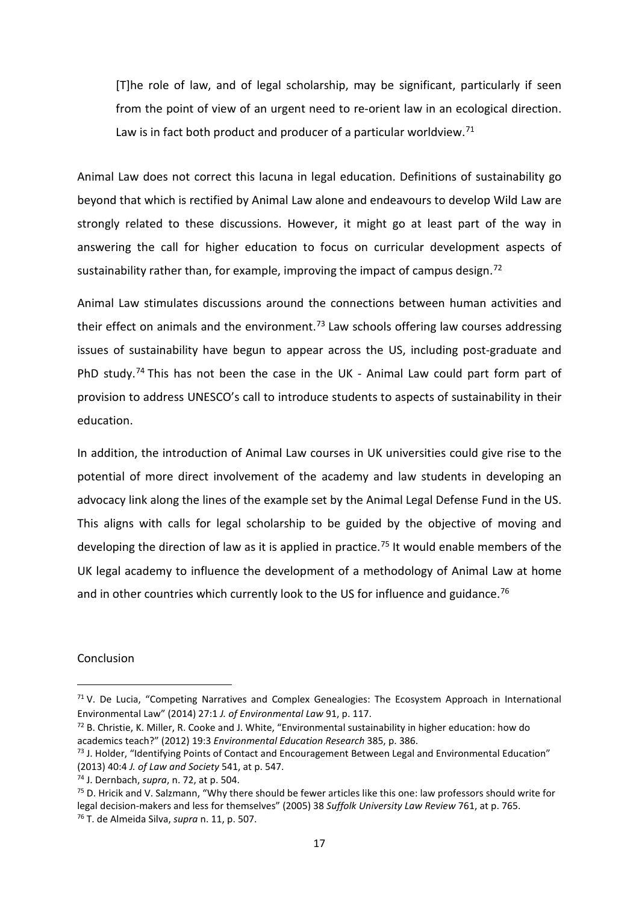> [T]he role of law, and of legal scholarship, may be significant, particularly if seen from the point of view of an urgent need to re-orient law in an ecological direction. Law is in fact both product and producer of a particular worldview.[71]

Animal Law does not correct this lacuna in legal education. Definitions of sustainability go beyond that which is rectified by Animal Law alone and endeavours to develop Wild Law are strongly related to these discussions. However, it might go at least part of the way in answering the call for higher education to focus on curricular development aspects of sustainability rather than, for example, improving the impact of campus design.[72]

Animal Law stimulates discussions around the connections between human activities and their effect on animals and the environment.[73] Law schools offering law courses addressing issues of sustainability have begun to appear across the US, including post-graduate and PhD study.[74] This has not been the case in the UK - Animal Law could part form part of provision to address UNESCO's call to introduce students to aspects of sustainability in their education.

In addition, the introduction of Animal Law courses in UK universities could give rise to the potential of more direct involvement of the academy and law students in developing an advocacy link along the lines of the example set by the Animal Legal Defense Fund in the US. This aligns with calls for legal scholarship to be guided by the objective of moving and developing the direction of law as it is applied in practice.[75] It would enable members of the UK legal academy to influence the development of a methodology of Animal Law at home and in other countries which currently look to the US for influence and guidance.[76]

## Conclusion

---

[71] V. De Lucia, "Competing Narratives and Complex Genealogies: The Ecosystem Approach in International Environmental Law" (2014) 27:1 *J. of Environmental Law* 91, p. 117.

[72] B. Christie, K. Miller, R. Cooke and J. White, "Environmental sustainability in higher education: how do academics teach?" (2012) 19:3 *Environmental Education Research* 385, p. 386.

[73] J. Holder, "Identifying Points of Contact and Encouragement Between Legal and Environmental Education" (2013) 40:4 *J. of Law and Society* 541, at p. 547.

[74] J. Dernbach, *supra*, n. 72, at p. 504.

[75] D. Hricik and V. Salzmann, "Why there should be fewer articles like this one: law professors should write for legal decision-makers and less for themselves" (2005) 38 *Suffolk University Law Review* 761, at p. 765.

[76] T. de Almeida Silva, *supra* n. 11, p. 507.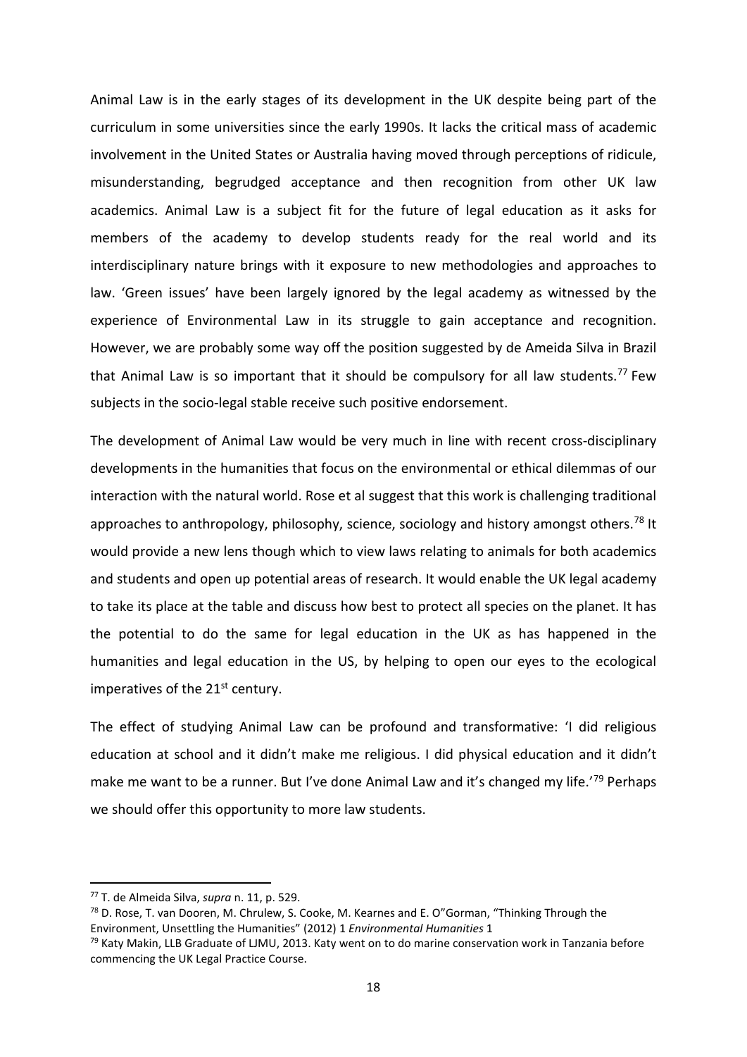Animal Law is in the early stages of its development in the UK despite being part of the curriculum in some universities since the early 1990s. It lacks the critical mass of academic involvement in the United States or Australia having moved through perceptions of ridicule, misunderstanding, begrudged acceptance and then recognition from other UK law academics. Animal Law is a subject fit for the future of legal education as it asks for members of the academy to develop students ready for the real world and its interdisciplinary nature brings with it exposure to new methodologies and approaches to law. 'Green issues' have been largely ignored by the legal academy as witnessed by the experience of Environmental Law in its struggle to gain acceptance and recognition. However, we are probably some way off the position suggested by de Ameida Silva in Brazil that Animal Law is so important that it should be compulsory for all law students.[77] Few subjects in the socio-legal stable receive such positive endorsement.

The development of Animal Law would be very much in line with recent cross-disciplinary developments in the humanities that focus on the environmental or ethical dilemmas of our interaction with the natural world. Rose et al suggest that this work is challenging traditional approaches to anthropology, philosophy, science, sociology and history amongst others.[78] It would provide a new lens though which to view laws relating to animals for both academics and students and open up potential areas of research. It would enable the UK legal academy to take its place at the table and discuss how best to protect all species on the planet. It has the potential to do the same for legal education in the UK as has happened in the humanities and legal education in the US, by helping to open our eyes to the ecological imperatives of the 21st century.

The effect of studying Animal Law can be profound and transformative: 'I did religious education at school and it didn't make me religious. I did physical education and it didn't make me want to be a runner. But I've done Animal Law and it's changed my life.'[79] Perhaps we should offer this opportunity to more law students.

---

[77] T. de Almeida Silva, *supra* n. 11, p. 529.

[78] D. Rose, T. van Dooren, M. Chrulew, S. Cooke, M. Kearnes and E. O"Gorman, "Thinking Through the Environment, Unsettling the Humanities" (2012) 1 *Environmental Humanities* 1

[79] Katy Makin, LLB Graduate of LJMU, 2013. Katy went on to do marine conservation work in Tanzania before commencing the UK Legal Practice Course.